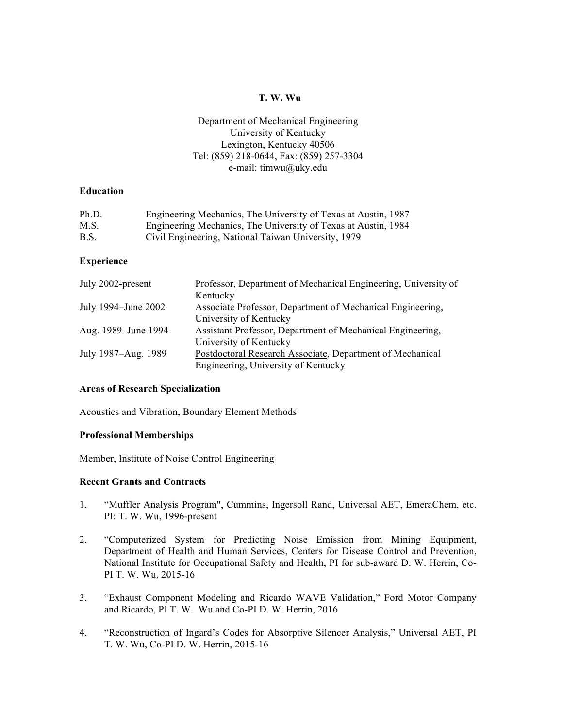# T. W. Wu

Department of Mechanical Engineering
University of Kentucky
Lexington, Kentucky 40506
Tel: (859) 218-0644, Fax: (859) 257-3304
e-mail: timwu@uky.edu

## Education

| | |
|---|---|
| Ph.D. | Engineering Mechanics, The University of Texas at Austin, 1987 |
| M.S. | Engineering Mechanics, The University of Texas at Austin, 1984 |
| B.S. | Civil Engineering, National Taiwan University, 1979 |

## Experience

| | |
|---|---|
| July 2002-present | Professor, Department of Mechanical Engineering, University of Kentucky |
| July 1994–June 2002 | Associate Professor, Department of Mechanical Engineering, University of Kentucky |
| Aug. 1989–June 1994 | Assistant Professor, Department of Mechanical Engineering, University of Kentucky |
| July 1987–Aug. 1989 | Postdoctoral Research Associate, Department of Mechanical Engineering, University of Kentucky |

## Areas of Research Specialization

Acoustics and Vibration, Boundary Element Methods

## Professional Memberships

Member, Institute of Noise Control Engineering

## Recent Grants and Contracts

1. "Muffler Analysis Program", Cummins, Ingersoll Rand, Universal AET, EmeraChem, etc. PI: T. W. Wu, 1996-present

2. "Computerized System for Predicting Noise Emission from Mining Equipment, Department of Health and Human Services, Centers for Disease Control and Prevention, National Institute for Occupational Safety and Health, PI for sub-award D. W. Herrin, Co-PI T. W. Wu, 2015-16

3. "Exhaust Component Modeling and Ricardo WAVE Validation," Ford Motor Company and Ricardo, PI T. W. Wu and Co-PI D. W. Herrin, 2016

4. "Reconstruction of Ingard's Codes for Absorptive Silencer Analysis," Universal AET, PI T. W. Wu, Co-PI D. W. Herrin, 2015-16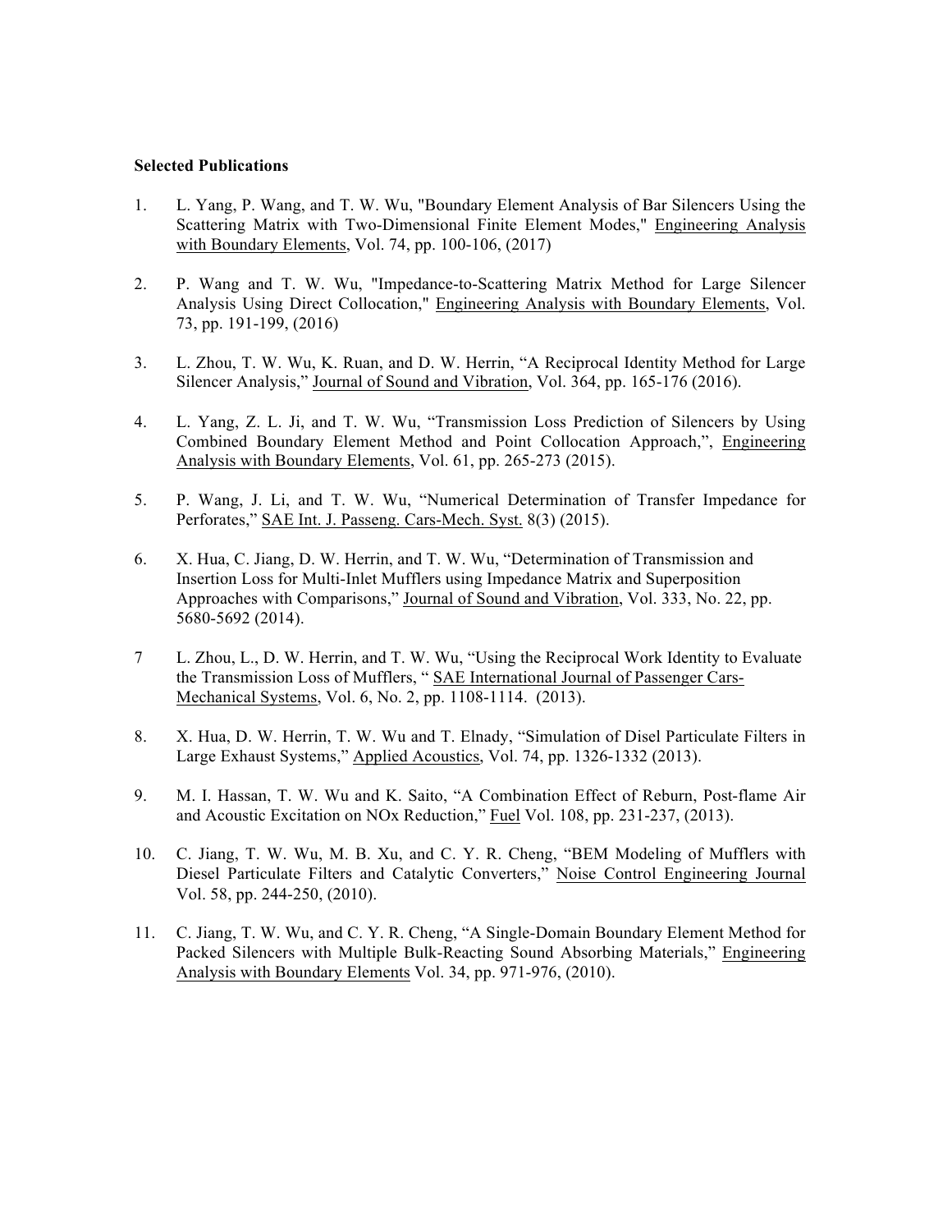**Selected Publications**

1. L. Yang, P. Wang, and T. W. Wu, "Boundary Element Analysis of Bar Silencers Using the Scattering Matrix with Two-Dimensional Finite Element Modes," Engineering Analysis with Boundary Elements, Vol. 74, pp. 100-106, (2017)

2. P. Wang and T. W. Wu, "Impedance-to-Scattering Matrix Method for Large Silencer Analysis Using Direct Collocation," Engineering Analysis with Boundary Elements, Vol. 73, pp. 191-199, (2016)

3. L. Zhou, T. W. Wu, K. Ruan, and D. W. Herrin, "A Reciprocal Identity Method for Large Silencer Analysis," Journal of Sound and Vibration, Vol. 364, pp. 165-176 (2016).

4. L. Yang, Z. L. Ji, and T. W. Wu, "Transmission Loss Prediction of Silencers by Using Combined Boundary Element Method and Point Collocation Approach,", Engineering Analysis with Boundary Elements, Vol. 61, pp. 265-273 (2015).

5. P. Wang, J. Li, and T. W. Wu, "Numerical Determination of Transfer Impedance for Perforates," SAE Int. J. Passeng. Cars-Mech. Syst. 8(3) (2015).

6. X. Hua, C. Jiang, D. W. Herrin, and T. W. Wu, "Determination of Transmission and Insertion Loss for Multi-Inlet Mufflers using Impedance Matrix and Superposition Approaches with Comparisons," Journal of Sound and Vibration, Vol. 333, No. 22, pp. 5680-5692 (2014).

7. L. Zhou, L., D. W. Herrin, and T. W. Wu, "Using the Reciprocal Work Identity to Evaluate the Transmission Loss of Mufflers, " SAE International Journal of Passenger Cars-Mechanical Systems, Vol. 6, No. 2, pp. 1108-1114. (2013).

8. X. Hua, D. W. Herrin, T. W. Wu and T. Elnady, "Simulation of Disel Particulate Filters in Large Exhaust Systems," Applied Acoustics, Vol. 74, pp. 1326-1332 (2013).

9. M. I. Hassan, T. W. Wu and K. Saito, "A Combination Effect of Reburn, Post-flame Air and Acoustic Excitation on NOx Reduction," Fuel Vol. 108, pp. 231-237, (2013).

10. C. Jiang, T. W. Wu, M. B. Xu, and C. Y. R. Cheng, "BEM Modeling of Mufflers with Diesel Particulate Filters and Catalytic Converters," Noise Control Engineering Journal Vol. 58, pp. 244-250, (2010).

11. C. Jiang, T. W. Wu, and C. Y. R. Cheng, "A Single-Domain Boundary Element Method for Packed Silencers with Multiple Bulk-Reacting Sound Absorbing Materials," Engineering Analysis with Boundary Elements Vol. 34, pp. 971-976, (2010).